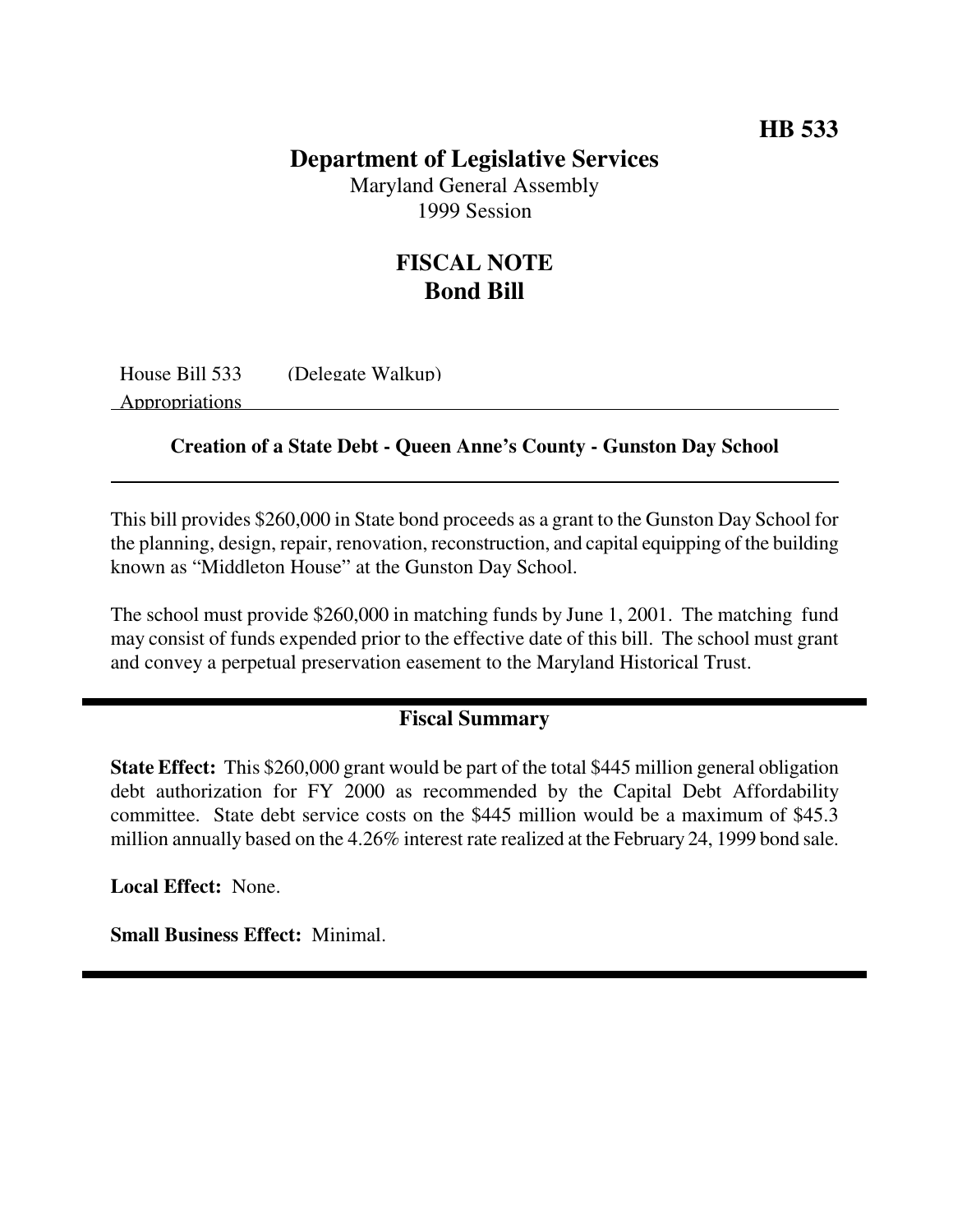**HB 533**

# Department of Legislative Services

Maryland General Assembly
1999 Session

## FISCAL NOTE
## Bond Bill

House Bill 533 (Delegate Walkup)
Appropriations

**Creation of a State Debt - Queen Anne's County - Gunston Day School**

This bill provides $260,000 in State bond proceeds as a grant to the Gunston Day School for the planning, design, repair, renovation, reconstruction, and capital equipping of the building known as "Middleton House" at the Gunston Day School.

The school must provide $260,000 in matching funds by June 1, 2001. The matching fund may consist of funds expended prior to the effective date of this bill. The school must grant and convey a perpetual preservation easement to the Maryland Historical Trust.

### Fiscal Summary

**State Effect:** This $260,000 grant would be part of the total $445 million general obligation debt authorization for FY 2000 as recommended by the Capital Debt Affordability committee. State debt service costs on the $445 million would be a maximum of $45.3 million annually based on the 4.26% interest rate realized at the February 24, 1999 bond sale.

**Local Effect:** None.

**Small Business Effect:** Minimal.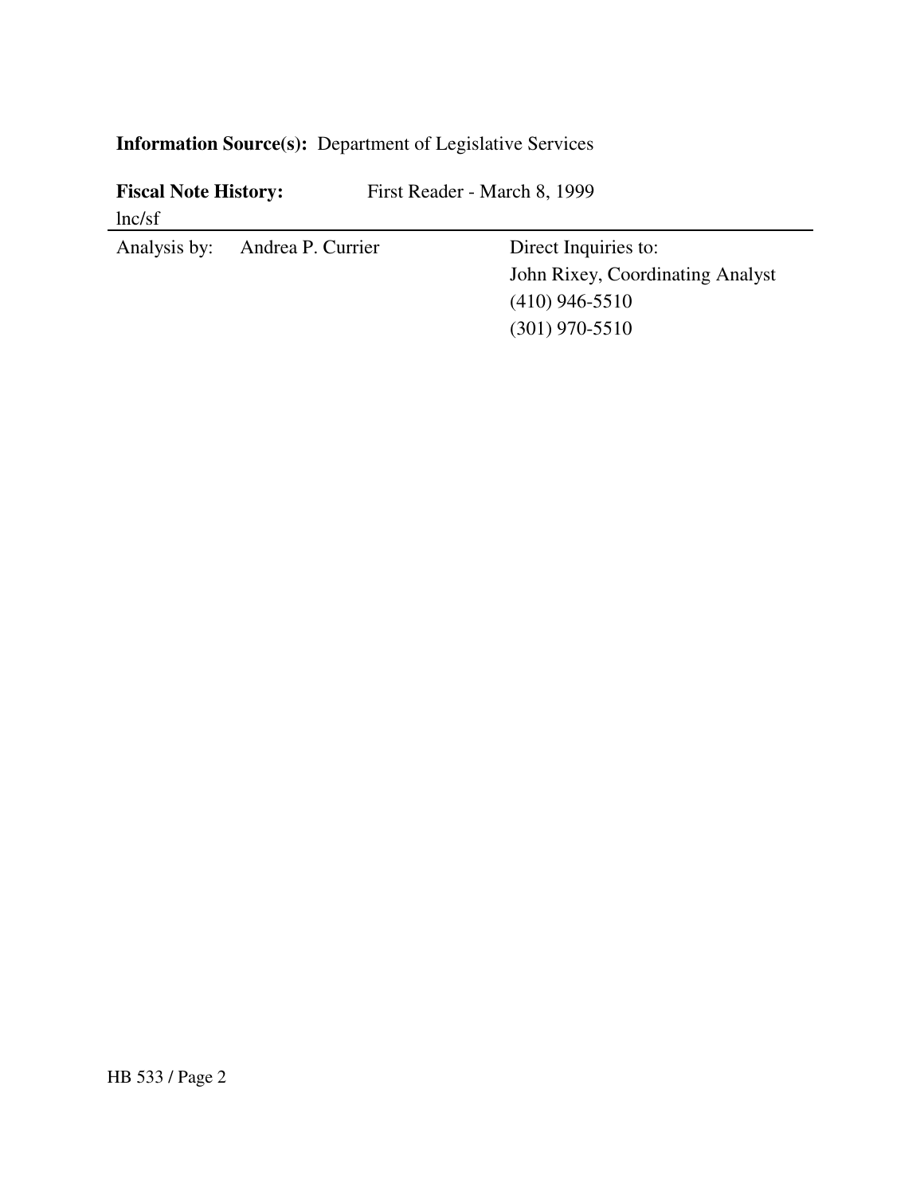**Information Source(s):** Department of Legislative Services

**Fiscal Note History:** First Reader - March 8, 1999

lnc/sf

---

Analysis by: Andrea P. Currier

Direct Inquiries to:
John Rixey, Coordinating Analyst
(410) 946-5510
(301) 970-5510